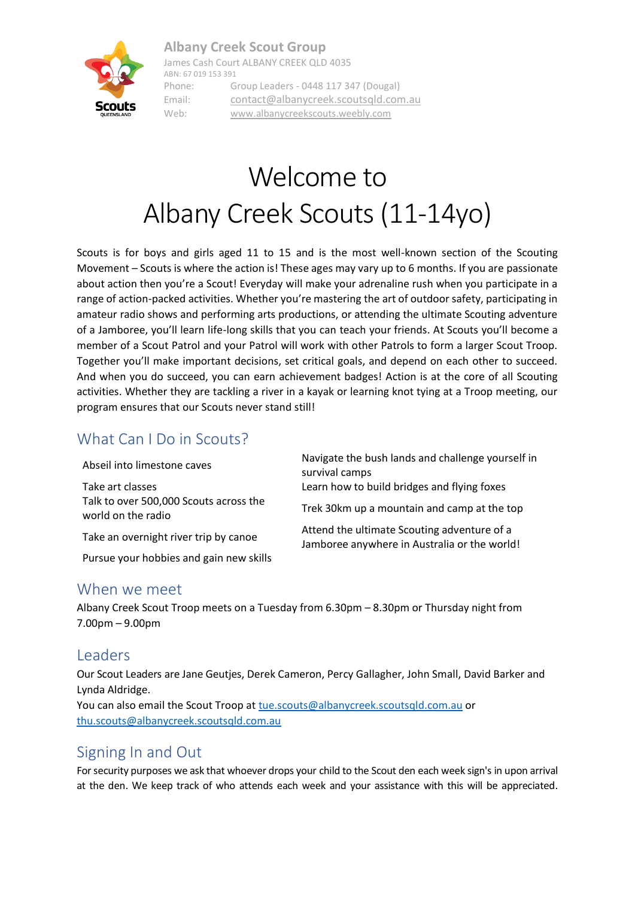**Albany Creek Scout Group**
James Cash Court ALBANY CREEK QLD 4035
ABN: 67 019 153 391

Phone: Group Leaders - 0448 117 347 (Dougal)
Email: contact@albanycreek.scoutsqld.com.au
Web: www.albanycreekscouts.weebly.com

# Welcome to Albany Creek Scouts (11-14yo)

Scouts is for boys and girls aged 11 to 15 and is the most well-known section of the Scouting Movement – Scouts is where the action is! These ages may vary up to 6 months. If you are passionate about action then you're a Scout! Everyday will make your adrenaline rush when you participate in a range of action-packed activities. Whether you're mastering the art of outdoor safety, participating in amateur radio shows and performing arts productions, or attending the ultimate Scouting adventure of a Jamboree, you'll learn life-long skills that you can teach your friends. At Scouts you'll become a member of a Scout Patrol and your Patrol will work with other Patrols to form a larger Scout Troop. Together you'll make important decisions, set critical goals, and depend on each other to succeed. And when you do succeed, you can earn achievement badges! Action is at the core of all Scouting activities. Whether they are tackling a river in a kayak or learning knot tying at a Troop meeting, our program ensures that our Scouts never stand still!

## What Can I Do in Scouts?

Abseil into limestone caves

Take art classes

Talk to over 500,000 Scouts across the world on the radio

Take an overnight river trip by canoe

Pursue your hobbies and gain new skills

Navigate the bush lands and challenge yourself in survival camps

Learn how to build bridges and flying foxes

Trek 30km up a mountain and camp at the top

Attend the ultimate Scouting adventure of a Jamboree anywhere in Australia or the world!

## When we meet

Albany Creek Scout Troop meets on a Tuesday from 6.30pm – 8.30pm or Thursday night from 7.00pm – 9.00pm

## Leaders

Our Scout Leaders are Jane Geutjes, Derek Cameron, Percy Gallagher, John Small, David Barker and Lynda Aldridge.
You can also email the Scout Troop at tue.scouts@albanycreek.scoutsqld.com.au or thu.scouts@albanycreek.scoutsqld.com.au

## Signing In and Out

For security purposes we ask that whoever drops your child to the Scout den each week sign's in upon arrival at the den. We keep track of who attends each week and your assistance with this will be appreciated.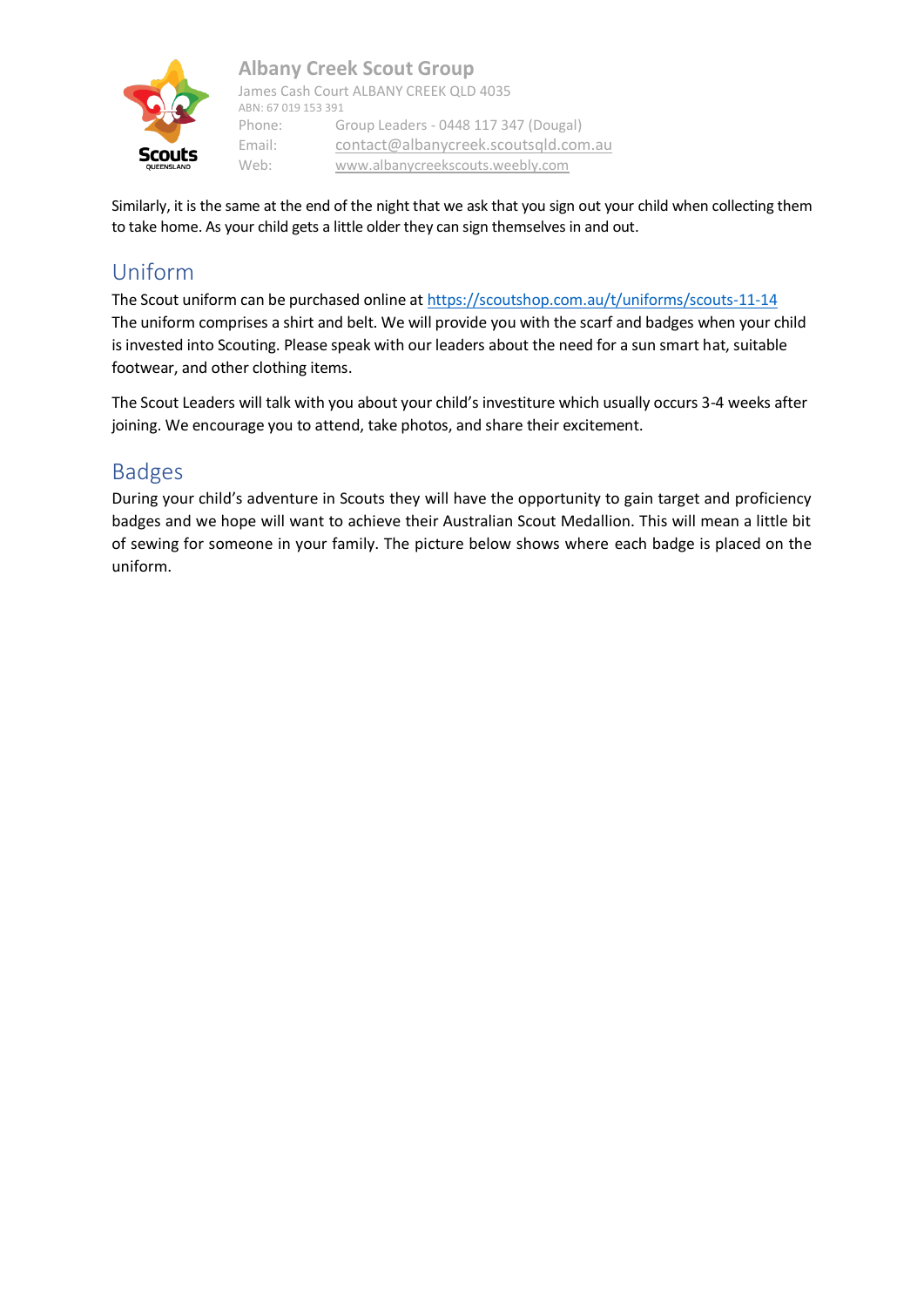Similarly, it is the same at the end of the night that we ask that you sign out your child when collecting them to take home. As your child gets a little older they can sign themselves in and out.

## Uniform

The Scout uniform can be purchased online at https://scoutshop.com.au/t/uniforms/scouts-11-14
The uniform comprises a shirt and belt. We will provide you with the scarf and badges when your child is invested into Scouting. Please speak with our leaders about the need for a sun smart hat, suitable footwear, and other clothing items.

The Scout Leaders will talk with you about your child's investiture which usually occurs 3-4 weeks after joining. We encourage you to attend, take photos, and share their excitement.

## Badges

During your child's adventure in Scouts they will have the opportunity to gain target and proficiency badges and we hope will want to achieve their Australian Scout Medallion. This will mean a little bit of sewing for someone in your family. The picture below shows where each badge is placed on the uniform.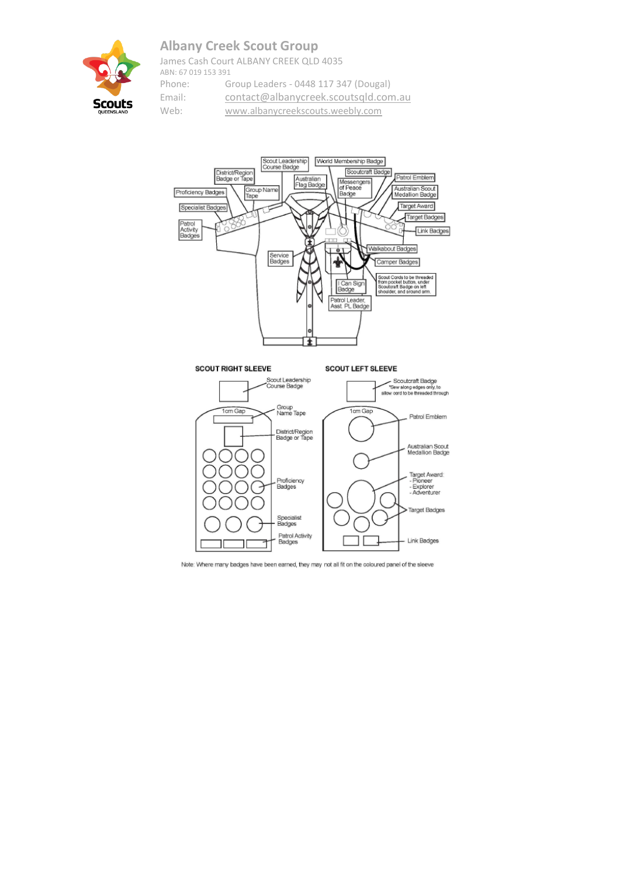# Albany Creek Scout Group

James Cash Court ALBANY CREEK QLD 4035
ABN: 67 019 153 391

Phone: Group Leaders - 0448 117 347 (Dougal)
Email: contact@albanycreek.scoutsqld.com.au
Web: www.albanycreekscouts.weebly.com

Scout Leadership Course Badge
World Membership Badge
District/Region Badge or Tape
Scoutcraft Badge
Australian Flag Badge
Patrol Emblem
Proficiency Badges
Group Name Tape
Messengers of Peace Badge
Australian Scout Medallion Badge
Specialist Badges
Target Award
Target Badges
Patrol Activity Badges
Link Badges
Walkabout Badges
Service Badges
Camper Badges
Scout Cords to be threaded from pocket button, under Scoutcraft Badge on left shoulder, and around arm.
I Can Sign Badge
Patrol Leader, Asst. PL Badge

SCOUT RIGHT SLEEVE

Scout Leadership Course Badge
1cm Gap
Group Name Tape
District/Region Badge or Tape
Proficiency Badges
Specialist Badges
Patrol Activity Badges

SCOUT LEFT SLEEVE

Scoutcraft Badge
*Sew along edges only, to allow cord to be threaded through
1cm Gap
Patrol Emblem
Australian Scout Medallion Badge
Target Award:
- Pioneer
- Explorer
- Adventurer
Target Badges
Link Badges

Note: Where many badges have been earned, they may not all fit on the coloured panel of the sleeve